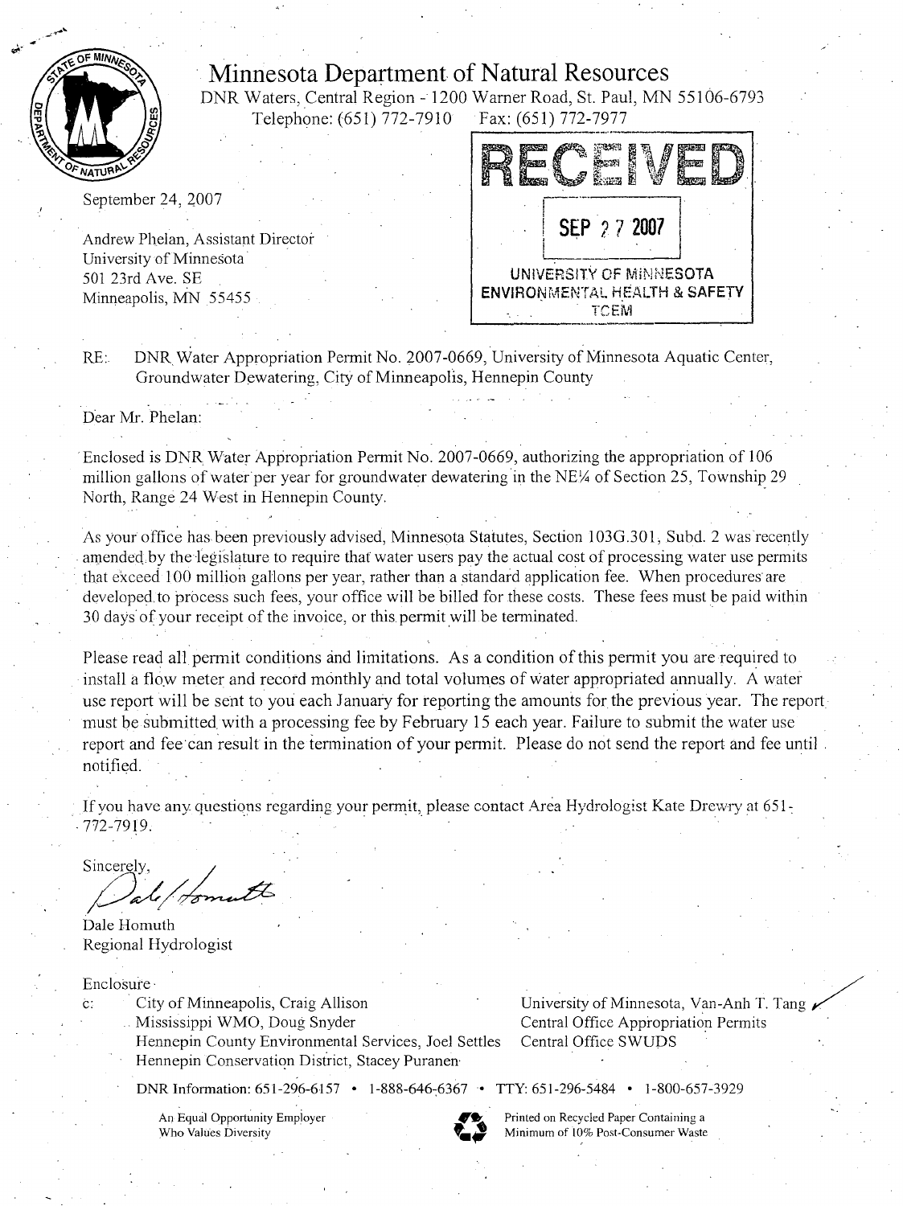# Minnesota Department of Natural Resources

DNR Waters, Central Region - 1200 Warner Road, St. Paul, MN 55106-6793
Telephone: (651) 772-7910 Fax: (651) 772-7977

RECEIVED
SEP 27 2007
UNIVERSITY OF MINNESOTA
ENVIRONMENTAL HEALTH & SAFETY
TCEM

September 24, 2007

Andrew Phelan, Assistant Director
University of Minnesota
501 23rd Ave. SE
Minneapolis, MN 55455

RE: DNR Water Appropriation Permit No. 2007-0669, University of Minnesota Aquatic Center, Groundwater Dewatering, City of Minneapolis, Hennepin County

Dear Mr. Phelan:

Enclosed is DNR Water Appropriation Permit No. 2007-0669, authorizing the appropriation of 106 million gallons of water per year for groundwater dewatering in the NE¼ of Section 25, Township 29 North, Range 24 West in Hennepin County.

As your office has been previously advised, Minnesota Statutes, Section 103G.301, Subd. 2 was recently amended by the legislature to require that water users pay the actual cost of processing water use permits that exceed 100 million gallons per year, rather than a standard application fee. When procedures are developed to process such fees, your office will be billed for these costs. These fees must be paid within 30 days of your receipt of the invoice, or this permit will be terminated.

Please read all permit conditions and limitations. As a condition of this permit you are required to install a flow meter and record monthly and total volumes of water appropriated annually. A water use report will be sent to you each January for reporting the amounts for the previous year. The report must be submitted with a processing fee by February 15 each year. Failure to submit the water use report and fee can result in the termination of your permit. Please do not send the report and fee until notified.

If you have any questions regarding your permit, please contact Area Hydrologist Kate Drewry at 651-772-7919.

Sincerely,

Dale Homuth
Regional Hydrologist

Enclosure

c: City of Minneapolis, Craig Allison
Mississippi WMO, Doug Snyder
Hennepin County Environmental Services, Joel Settles
Hennepin Conservation District, Stacey Puranen
University of Minnesota, Van-Anh T. Tang
Central Office Appropriation Permits
Central Office SWUDS

DNR Information: 651-296-6157 • 1-888-646-6367 • TTY: 651-296-5484 • 1-800-657-3929

An Equal Opportunity Employer Who Values Diversity

Printed on Recycled Paper Containing a Minimum of 10% Post-Consumer Waste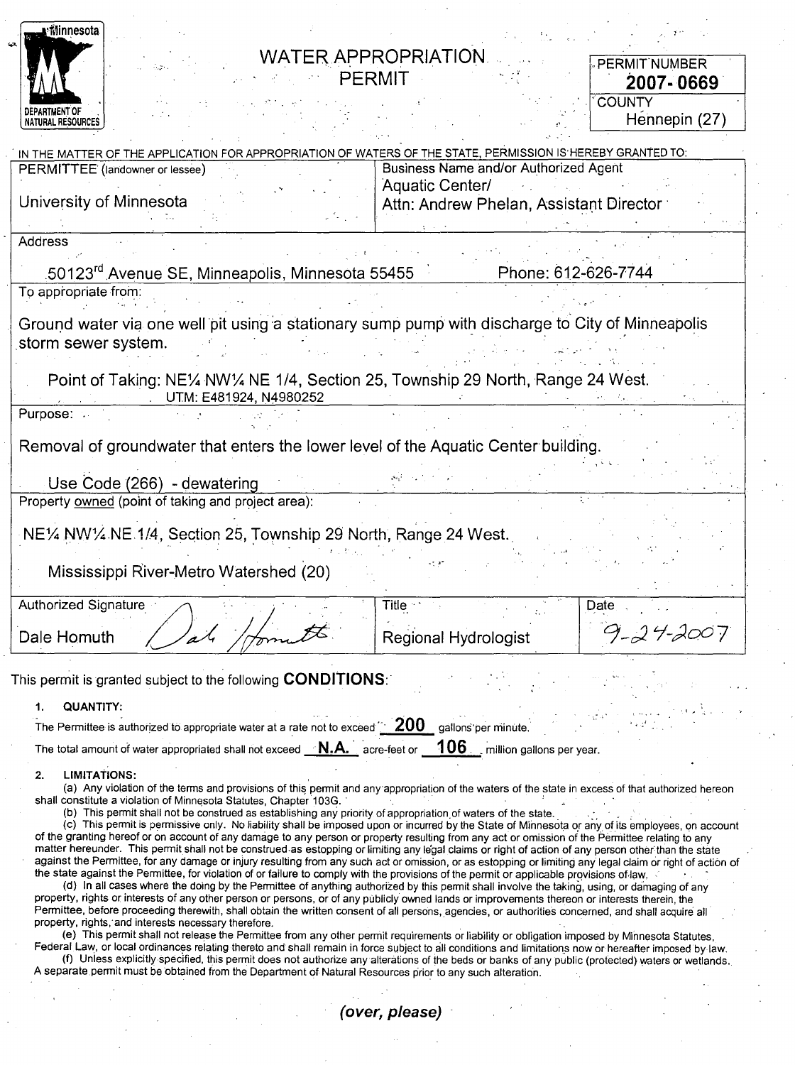Minnesota
DEPARTMENT OF NATURAL RESOURCES

# WATER APPROPRIATION PERMIT

| PERMIT NUMBER |
| --- |
| **2007- 0669** |
| COUNTY |
| Hennepin (27) |

IN THE MATTER OF THE APPLICATION FOR APPROPRIATION OF WATERS OF THE STATE, PERMISSION IS HEREBY GRANTED TO:

| PERMITTEE (landowner or lessee) | Business Name and/or Authorized Agent |
| --- | --- |
| University of Minnesota | Aquatic Center/ Attn: Andrew Phelan, Assistant Director |

Address

50123rd Avenue SE, Minneapolis, Minnesota 55455 Phone: 612-626-7744

To appropriate from:

Ground water via one well pit using a stationary sump pump with discharge to City of Minneapolis storm sewer system.

Point of Taking: NE¼ NW¼ NE 1/4, Section 25, Township 29 North, Range 24 West.
UTM: E481924, N4980252

Purpose:

Removal of groundwater that enters the lower level of the Aquatic Center building.

Use Code (266) - dewatering

Property owned (point of taking and project area):

NE¼ NW¼ NE 1/4, Section 25, Township 29 North, Range 24 West.

Mississippi River-Metro Watershed (20)

| Authorized Signature | Title | Date |
| --- | --- | --- |
| Dale Homuth *Dale Homuth* | Regional Hydrologist | 9-24-2007 |

This permit is granted subject to the following **CONDITIONS**:

1. **QUANTITY:**

The Permittee is authorized to appropriate water at a rate not to exceed **200** gallons per minute.

The total amount of water appropriated shall not exceed **N.A.** acre-feet or **106** million gallons per year.

2. **LIMITATIONS:**

(a) Any violation of the terms and provisions of this permit and any appropriation of the waters of the state in excess of that authorized hereon shall constitute a violation of Minnesota Statutes, Chapter 103G.

(b) This permit shall not be construed as establishing any priority of appropriation of waters of the state.

(c) This permit is permissive only. No liability shall be imposed upon or incurred by the State of Minnesota or any of its employees, on account of the granting hereof or on account of any damage to any person or property resulting from any act or omission of the Permittee relating to any matter hereunder. This permit shall not be construed as estopping or limiting any legal claims or right of action of any person other than the state against the Permittee, for any damage or injury resulting from any such act or omission, or as estopping or limiting any legal claim or right of action of the state against the Permittee, for violation of or failure to comply with the provisions of the permit or applicable provisions of law.

(d) In all cases where the doing by the Permittee of anything authorized by this permit shall involve the taking, using, or damaging of any property, rights or interests of any other person or persons, or of any publicly owned lands or improvements thereon or interests therein, the Permittee, before proceeding therewith, shall obtain the written consent of all persons, agencies, or authorities concerned, and shall acquire all property, rights, and interests necessary therefore.

(e) This permit shall not release the Permittee from any other permit requirements or liability or obligation imposed by Minnesota Statutes, Federal Law, or local ordinances relating thereto and shall remain in force subject to all conditions and limitations now or hereafter imposed by law.

(f) Unless explicitly specified, this permit does not authorize any alterations of the beds or banks of any public (protected) waters or wetlands. A separate permit must be obtained from the Department of Natural Resources prior to any such alteration.

*(over, please)*